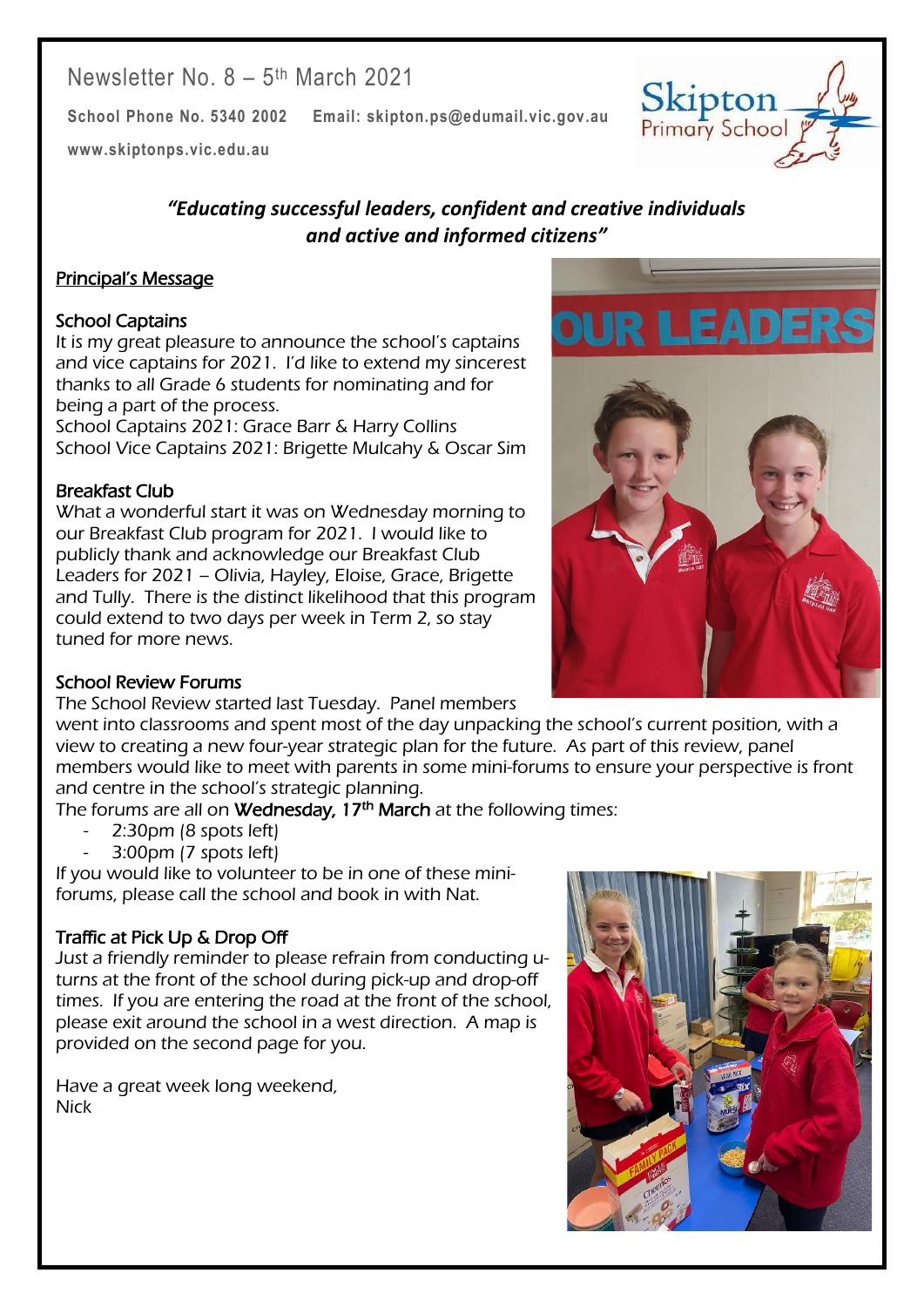Newsletter No. 8 – 5th March 2021

**School Phone No. 5340 2002    Email: skipton.ps@edumail.vic.gov.au**

**www.skiptonps.vic.edu.au**

***"Educating successful leaders, confident and creative individuals and active and informed citizens"***

## Principal's Message

### School Captains

It is my great pleasure to announce the school's captains and vice captains for 2021. I'd like to extend my sincerest thanks to all Grade 6 students for nominating and for being a part of the process.
School Captains 2021: Grace Barr & Harry Collins
School Vice Captains 2021: Brigette Mulcahy & Oscar Sim

### Breakfast Club

What a wonderful start it was on Wednesday morning to our Breakfast Club program for 2021. I would like to publicly thank and acknowledge our Breakfast Club Leaders for 2021 – Olivia, Hayley, Eloise, Grace, Brigette and Tully. There is the distinct likelihood that this program could extend to two days per week in Term 2, so stay tuned for more news.

### School Review Forums

The School Review started last Tuesday. Panel members went into classrooms and spent most of the day unpacking the school's current position, with a view to creating a new four-year strategic plan for the future. As part of this review, panel members would like to meet with parents in some mini-forums to ensure your perspective is front and centre in the school's strategic planning.
The forums are all on **Wednesday, 17th March** at the following times:

- 2:30pm (8 spots left)
- 3:00pm (7 spots left)

If you would like to volunteer to be in one of these mini-forums, please call the school and book in with Nat.

### Traffic at Pick Up & Drop Off

Just a friendly reminder to please refrain from conducting u-turns at the front of the school during pick-up and drop-off times. If you are entering the road at the front of the school, please exit around the school in a west direction. A map is provided on the second page for you.

Have a great week long weekend,
Nick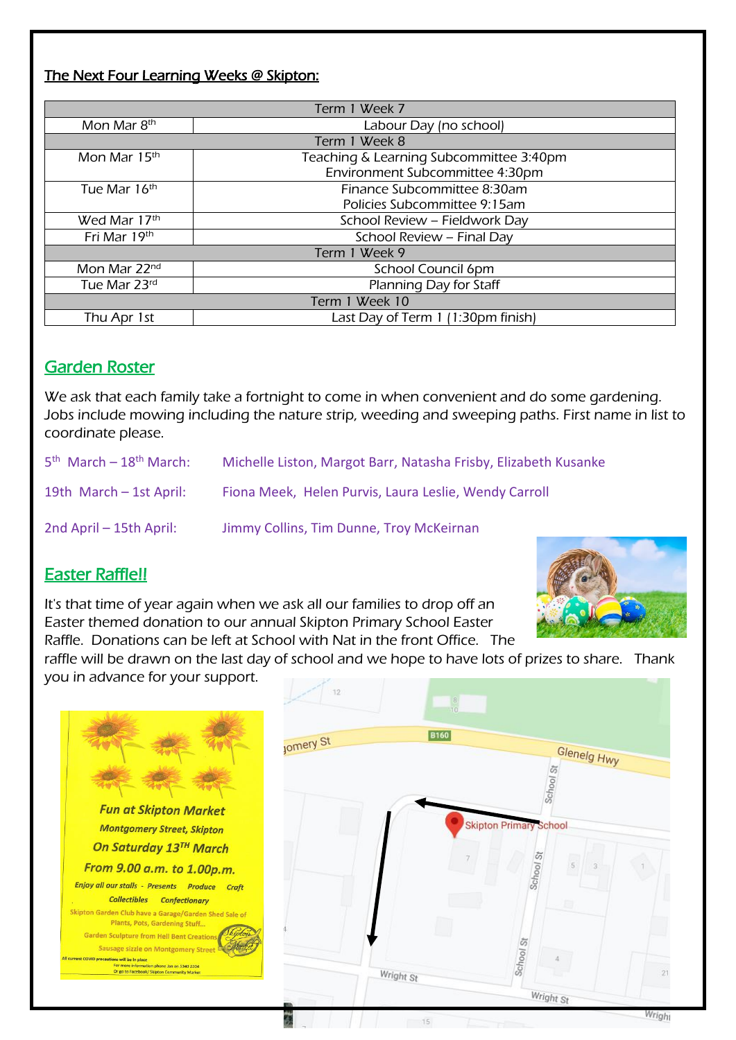## The Next Four Learning Weeks @ Skipton:

| | |
|---|---|
| Term 1 Week 7 | |
| Mon Mar 8th | Labour Day (no school) |
| Term 1 Week 8 | |
| Mon Mar 15th | Teaching & Learning Subcommittee 3:40pm<br>Environment Subcommittee 4:30pm |
| Tue Mar 16th | Finance Subcommittee 8:30am<br>Policies Subcommittee 9:15am |
| Wed Mar 17th | School Review – Fieldwork Day |
| Fri Mar 19th | School Review – Final Day |
| Term 1 Week 9 | |
| Mon Mar 22nd | School Council 6pm |
| Tue Mar 23rd | Planning Day for Staff |
| Term 1 Week 10 | |
| Thu Apr 1st | Last Day of Term 1 (1:30pm finish) |

## Garden Roster

We ask that each family take a fortnight to come in when convenient and do some gardening. Jobs include mowing including the nature strip, weeding and sweeping paths. First name in list to coordinate please.

5th March – 18th March: Michelle Liston, Margot Barr, Natasha Frisby, Elizabeth Kusanke

19th March – 1st April: Fiona Meek, Helen Purvis, Laura Leslie, Wendy Carroll

2nd April – 15th April: Jimmy Collins, Tim Dunne, Troy McKeirnan

## Easter Raffle!!

It's that time of year again when we ask all our families to drop off an Easter themed donation to our annual Skipton Primary School Easter Raffle. Donations can be left at School with Nat in the front Office. The raffle will be drawn on the last day of school and we hope to have lots of prizes to share. Thank you in advance for your support.

**Fun at Skipton Market**

Montgomery Street, Skipton

On Saturday 13TH March

From 9.00 a.m. to 1.00p.m.

Enjoy all our stalls - Presents Produce Craft Collectibles Confectionary

Skipton Garden Club have a Garage/Garden Shed Sale of Plants, Pots, Gardening Stuff...

Garden Sculpture from Hell Bent Creations

Sausage sizzle on Montgomery Street

All current COVID precautions will be in place

For more information phone Jon on 5340 2204

Or go to Facebook/ Skipton Community Market

12

B160

Montgomery St

Glenelg Hwy

School St

Skipton Primary School

Wright St